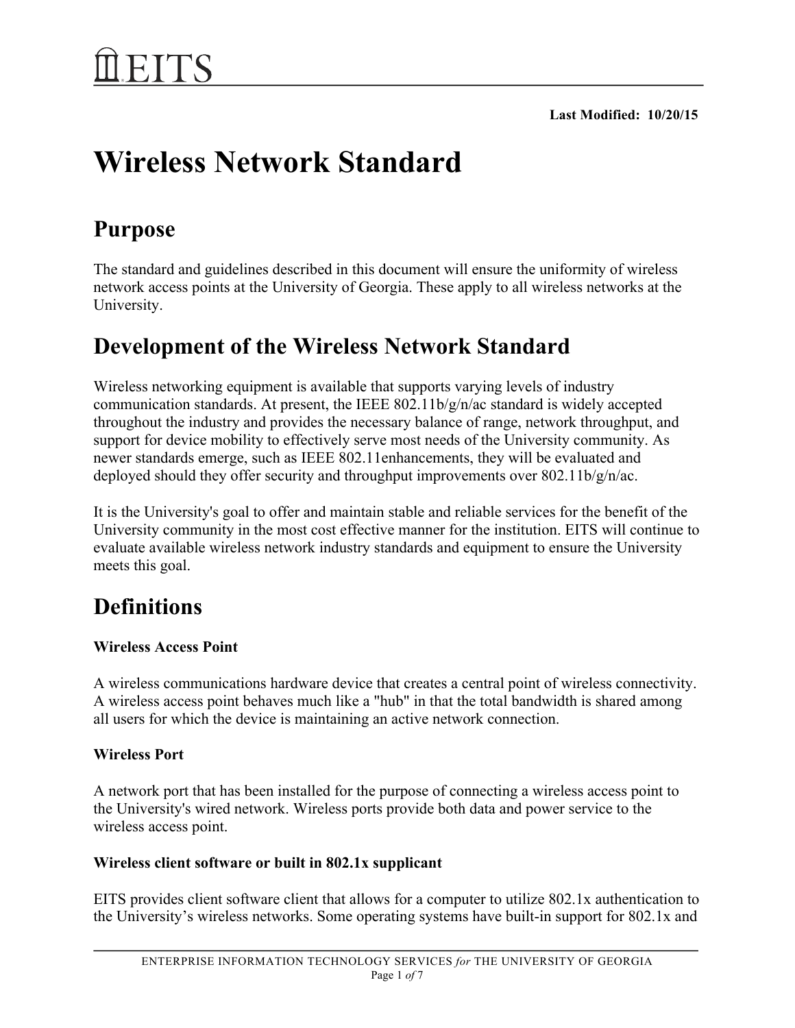# EITS

**Last Modified: 10/20/15**

# Wireless Network Standard

## Purpose

The standard and guidelines described in this document will ensure the uniformity of wireless network access points at the University of Georgia. These apply to all wireless networks at the University.

## Development of the Wireless Network Standard

Wireless networking equipment is available that supports varying levels of industry communication standards. At present, the IEEE 802.11b/g/n/ac standard is widely accepted throughout the industry and provides the necessary balance of range, network throughput, and support for device mobility to effectively serve most needs of the University community. As newer standards emerge, such as IEEE 802.11enhancements, they will be evaluated and deployed should they offer security and throughput improvements over 802.11b/g/n/ac.

It is the University's goal to offer and maintain stable and reliable services for the benefit of the University community in the most cost effective manner for the institution. EITS will continue to evaluate available wireless network industry standards and equipment to ensure the University meets this goal.

## Definitions

**Wireless Access Point**

A wireless communications hardware device that creates a central point of wireless connectivity. A wireless access point behaves much like a "hub" in that the total bandwidth is shared among all users for which the device is maintaining an active network connection.

**Wireless Port**

A network port that has been installed for the purpose of connecting a wireless access point to the University's wired network. Wireless ports provide both data and power service to the wireless access point.

**Wireless client software or built in 802.1x supplicant**

EITS provides client software client that allows for a computer to utilize 802.1x authentication to the University's wireless networks. Some operating systems have built-in support for 802.1x and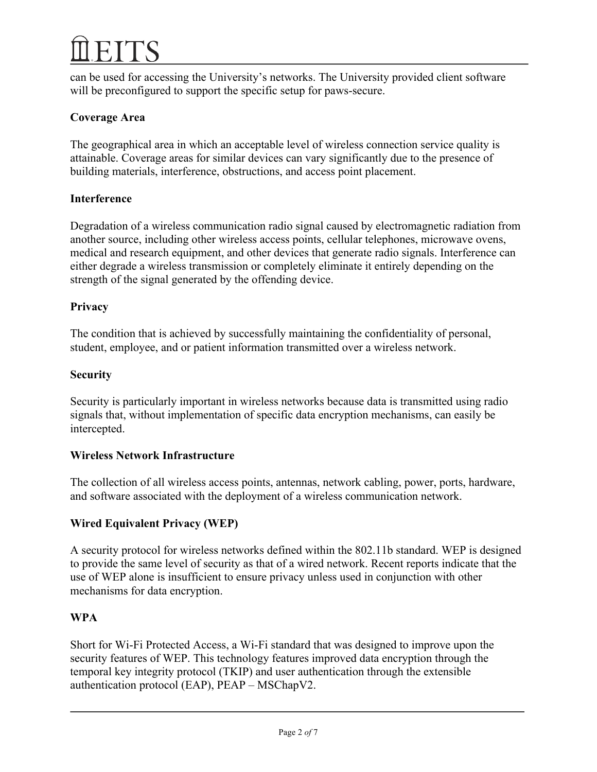can be used for accessing the University's networks. The University provided client software will be preconfigured to support the specific setup for paws-secure.

**Coverage Area**

The geographical area in which an acceptable level of wireless connection service quality is attainable. Coverage areas for similar devices can vary significantly due to the presence of building materials, interference, obstructions, and access point placement.

**Interference**

Degradation of a wireless communication radio signal caused by electromagnetic radiation from another source, including other wireless access points, cellular telephones, microwave ovens, medical and research equipment, and other devices that generate radio signals. Interference can either degrade a wireless transmission or completely eliminate it entirely depending on the strength of the signal generated by the offending device.

**Privacy**

The condition that is achieved by successfully maintaining the confidentiality of personal, student, employee, and or patient information transmitted over a wireless network.

**Security**

Security is particularly important in wireless networks because data is transmitted using radio signals that, without implementation of specific data encryption mechanisms, can easily be intercepted.

**Wireless Network Infrastructure**

The collection of all wireless access points, antennas, network cabling, power, ports, hardware, and software associated with the deployment of a wireless communication network.

**Wired Equivalent Privacy (WEP)**

A security protocol for wireless networks defined within the 802.11b standard. WEP is designed to provide the same level of security as that of a wired network. Recent reports indicate that the use of WEP alone is insufficient to ensure privacy unless used in conjunction with other mechanisms for data encryption.

**WPA**

Short for Wi-Fi Protected Access, a Wi-Fi standard that was designed to improve upon the security features of WEP. This technology features improved data encryption through the temporal key integrity protocol (TKIP) and user authentication through the extensible authentication protocol (EAP), PEAP – MSChapV2.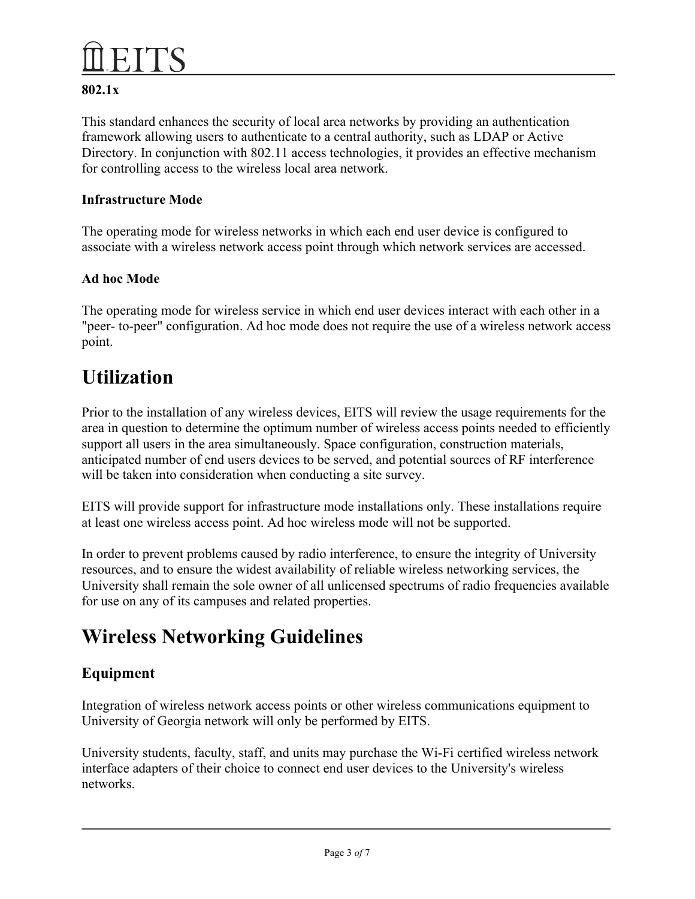**802.1x**

This standard enhances the security of local area networks by providing an authentication framework allowing users to authenticate to a central authority, such as LDAP or Active Directory. In conjunction with 802.11 access technologies, it provides an effective mechanism for controlling access to the wireless local area network.

**Infrastructure Mode**

The operating mode for wireless networks in which each end user device is configured to associate with a wireless network access point through which network services are accessed.

**Ad hoc Mode**

The operating mode for wireless service in which end user devices interact with each other in a "peer- to-peer" configuration. Ad hoc mode does not require the use of a wireless network access point.

# Utilization

Prior to the installation of any wireless devices, EITS will review the usage requirements for the area in question to determine the optimum number of wireless access points needed to efficiently support all users in the area simultaneously. Space configuration, construction materials, anticipated number of end users devices to be served, and potential sources of RF interference will be taken into consideration when conducting a site survey.

EITS will provide support for infrastructure mode installations only. These installations require at least one wireless access point. Ad hoc wireless mode will not be supported.

In order to prevent problems caused by radio interference, to ensure the integrity of University resources, and to ensure the widest availability of reliable wireless networking services, the University shall remain the sole owner of all unlicensed spectrums of radio frequencies available for use on any of its campuses and related properties.

# Wireless Networking Guidelines

## Equipment

Integration of wireless network access points or other wireless communications equipment to University of Georgia network will only be performed by EITS.

University students, faculty, staff, and units may purchase the Wi-Fi certified wireless network interface adapters of their choice to connect end user devices to the University's wireless networks.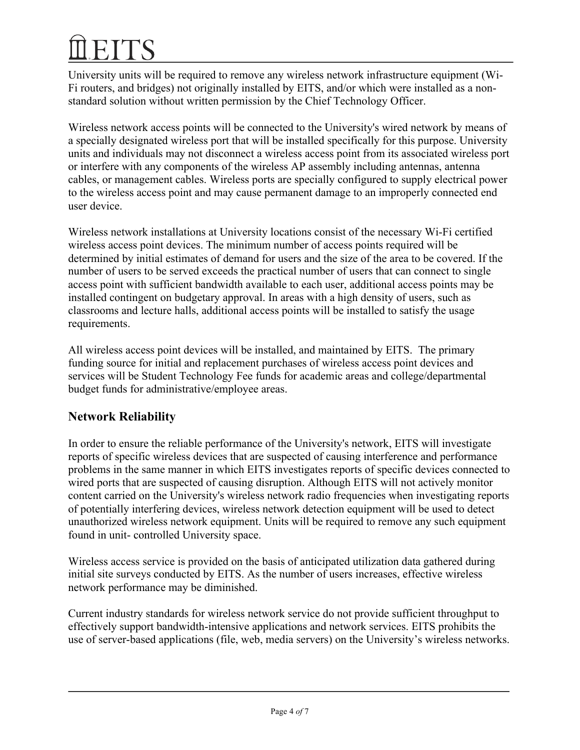University units will be required to remove any wireless network infrastructure equipment (Wi-Fi routers, and bridges) not originally installed by EITS, and/or which were installed as a non-standard solution without written permission by the Chief Technology Officer.

Wireless network access points will be connected to the University's wired network by means of a specially designated wireless port that will be installed specifically for this purpose. University units and individuals may not disconnect a wireless access point from its associated wireless port or interfere with any components of the wireless AP assembly including antennas, antenna cables, or management cables. Wireless ports are specially configured to supply electrical power to the wireless access point and may cause permanent damage to an improperly connected end user device.

Wireless network installations at University locations consist of the necessary Wi-Fi certified wireless access point devices. The minimum number of access points required will be determined by initial estimates of demand for users and the size of the area to be covered. If the number of users to be served exceeds the practical number of users that can connect to single access point with sufficient bandwidth available to each user, additional access points may be installed contingent on budgetary approval. In areas with a high density of users, such as classrooms and lecture halls, additional access points will be installed to satisfy the usage requirements.

All wireless access point devices will be installed, and maintained by EITS. The primary funding source for initial and replacement purchases of wireless access point devices and services will be Student Technology Fee funds for academic areas and college/departmental budget funds for administrative/employee areas.

## Network Reliability

In order to ensure the reliable performance of the University's network, EITS will investigate reports of specific wireless devices that are suspected of causing interference and performance problems in the same manner in which EITS investigates reports of specific devices connected to wired ports that are suspected of causing disruption. Although EITS will not actively monitor content carried on the University's wireless network radio frequencies when investigating reports of potentially interfering devices, wireless network detection equipment will be used to detect unauthorized wireless network equipment. Units will be required to remove any such equipment found in unit- controlled University space.

Wireless access service is provided on the basis of anticipated utilization data gathered during initial site surveys conducted by EITS. As the number of users increases, effective wireless network performance may be diminished.

Current industry standards for wireless network service do not provide sufficient throughput to effectively support bandwidth-intensive applications and network services. EITS prohibits the use of server-based applications (file, web, media servers) on the University's wireless networks.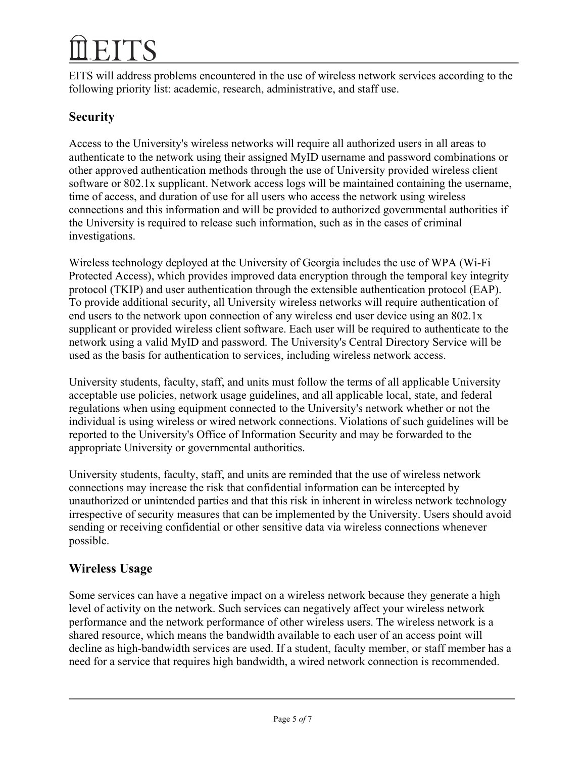EITS will address problems encountered in the use of wireless network services according to the following priority list: academic, research, administrative, and staff use.

## Security

Access to the University's wireless networks will require all authorized users in all areas to authenticate to the network using their assigned MyID username and password combinations or other approved authentication methods through the use of University provided wireless client software or 802.1x supplicant. Network access logs will be maintained containing the username, time of access, and duration of use for all users who access the network using wireless connections and this information and will be provided to authorized governmental authorities if the University is required to release such information, such as in the cases of criminal investigations.

Wireless technology deployed at the University of Georgia includes the use of WPA (Wi-Fi Protected Access), which provides improved data encryption through the temporal key integrity protocol (TKIP) and user authentication through the extensible authentication protocol (EAP). To provide additional security, all University wireless networks will require authentication of end users to the network upon connection of any wireless end user device using an 802.1x supplicant or provided wireless client software. Each user will be required to authenticate to the network using a valid MyID and password. The University's Central Directory Service will be used as the basis for authentication to services, including wireless network access.

University students, faculty, staff, and units must follow the terms of all applicable University acceptable use policies, network usage guidelines, and all applicable local, state, and federal regulations when using equipment connected to the University's network whether or not the individual is using wireless or wired network connections. Violations of such guidelines will be reported to the University's Office of Information Security and may be forwarded to the appropriate University or governmental authorities.

University students, faculty, staff, and units are reminded that the use of wireless network connections may increase the risk that confidential information can be intercepted by unauthorized or unintended parties and that this risk in inherent in wireless network technology irrespective of security measures that can be implemented by the University. Users should avoid sending or receiving confidential or other sensitive data via wireless connections whenever possible.

## Wireless Usage

Some services can have a negative impact on a wireless network because they generate a high level of activity on the network. Such services can negatively affect your wireless network performance and the network performance of other wireless users. The wireless network is a shared resource, which means the bandwidth available to each user of an access point will decline as high-bandwidth services are used. If a student, faculty member, or staff member has a need for a service that requires high bandwidth, a wired network connection is recommended.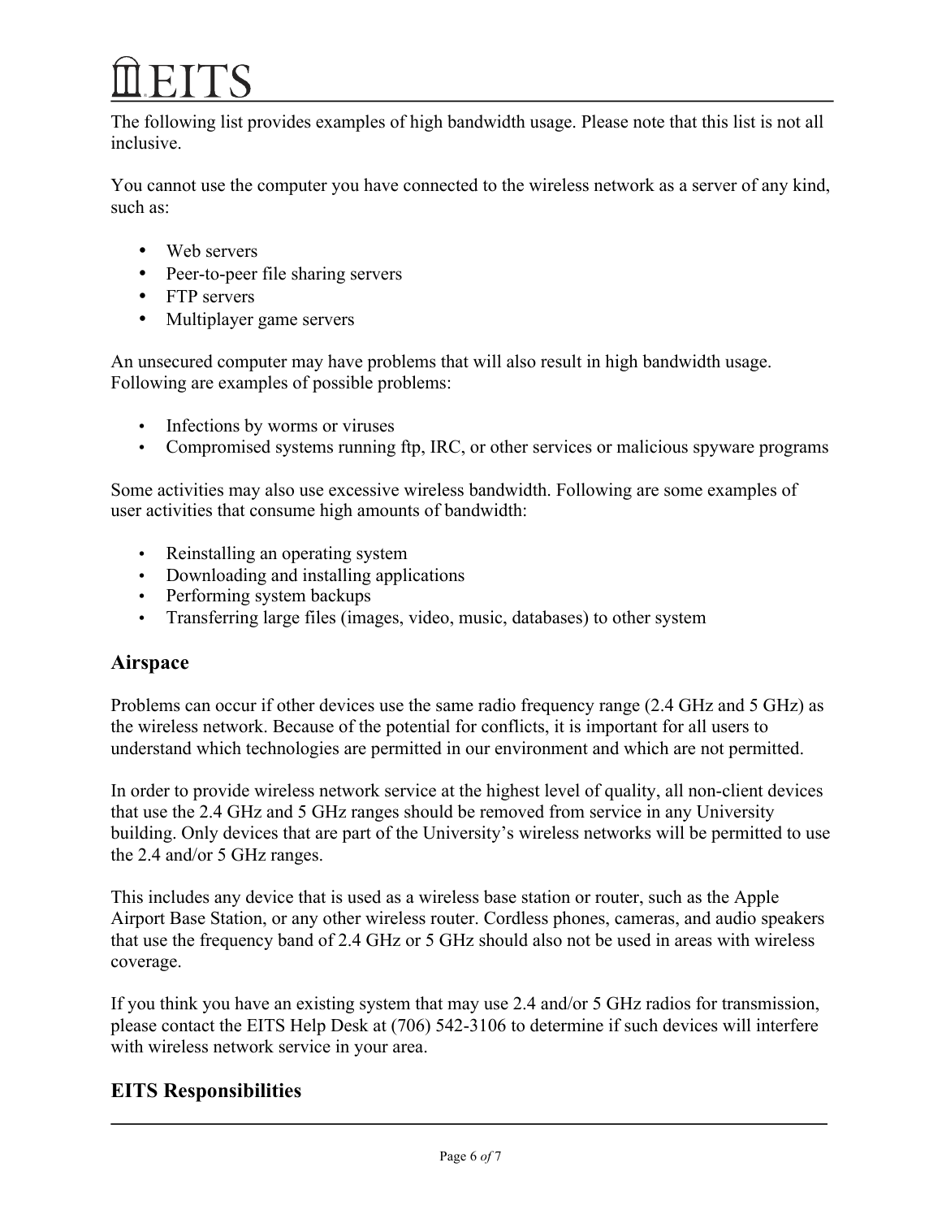The following list provides examples of high bandwidth usage. Please note that this list is not all inclusive.

You cannot use the computer you have connected to the wireless network as a server of any kind, such as:

- Web servers
- Peer-to-peer file sharing servers
- FTP servers
- Multiplayer game servers

An unsecured computer may have problems that will also result in high bandwidth usage. Following are examples of possible problems:

- Infections by worms or viruses
- Compromised systems running ftp, IRC, or other services or malicious spyware programs

Some activities may also use excessive wireless bandwidth. Following are some examples of user activities that consume high amounts of bandwidth:

- Reinstalling an operating system
- Downloading and installing applications
- Performing system backups
- Transferring large files (images, video, music, databases) to other system

## Airspace

Problems can occur if other devices use the same radio frequency range (2.4 GHz and 5 GHz) as the wireless network. Because of the potential for conflicts, it is important for all users to understand which technologies are permitted in our environment and which are not permitted.

In order to provide wireless network service at the highest level of quality, all non-client devices that use the 2.4 GHz and 5 GHz ranges should be removed from service in any University building. Only devices that are part of the University's wireless networks will be permitted to use the 2.4 and/or 5 GHz ranges.

This includes any device that is used as a wireless base station or router, such as the Apple Airport Base Station, or any other wireless router. Cordless phones, cameras, and audio speakers that use the frequency band of 2.4 GHz or 5 GHz should also not be used in areas with wireless coverage.

If you think you have an existing system that may use 2.4 and/or 5 GHz radios for transmission, please contact the EITS Help Desk at (706) 542-3106 to determine if such devices will interfere with wireless network service in your area.

## EITS Responsibilities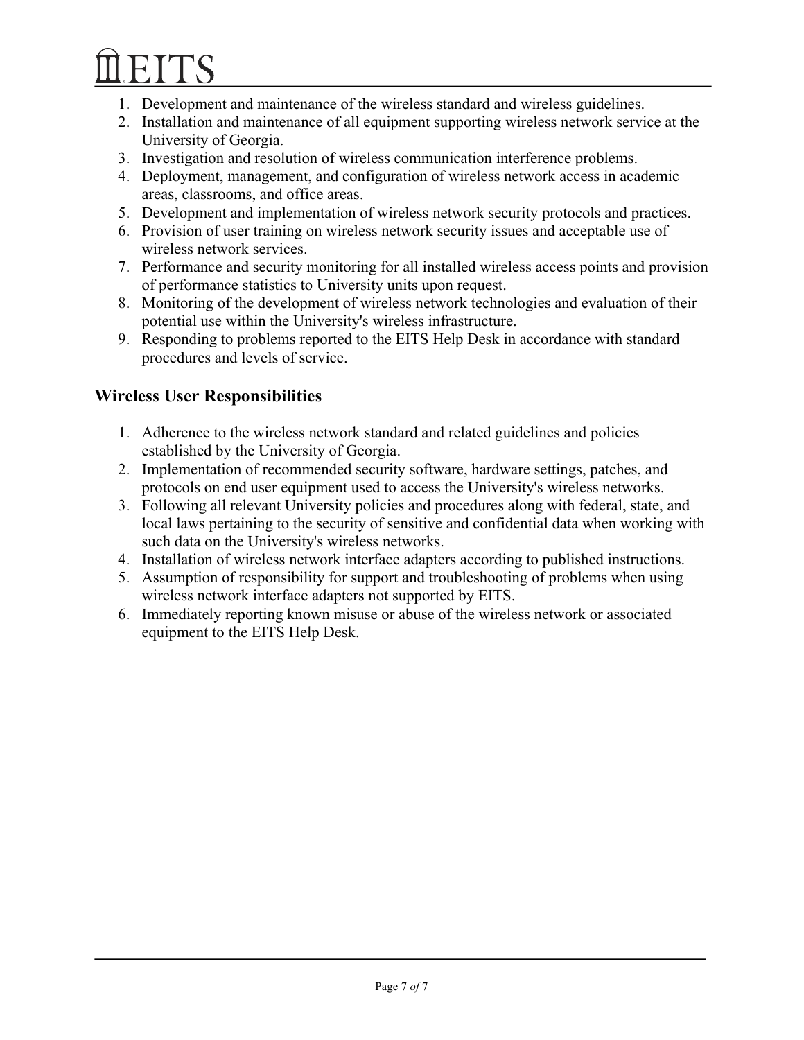1. Development and maintenance of the wireless standard and wireless guidelines.
2. Installation and maintenance of all equipment supporting wireless network service at the University of Georgia.
3. Investigation and resolution of wireless communication interference problems.
4. Deployment, management, and configuration of wireless network access in academic areas, classrooms, and office areas.
5. Development and implementation of wireless network security protocols and practices.
6. Provision of user training on wireless network security issues and acceptable use of wireless network services.
7. Performance and security monitoring for all installed wireless access points and provision of performance statistics to University units upon request.
8. Monitoring of the development of wireless network technologies and evaluation of their potential use within the University's wireless infrastructure.
9. Responding to problems reported to the EITS Help Desk in accordance with standard procedures and levels of service.

## Wireless User Responsibilities

1. Adherence to the wireless network standard and related guidelines and policies established by the University of Georgia.
2. Implementation of recommended security software, hardware settings, patches, and protocols on end user equipment used to access the University's wireless networks.
3. Following all relevant University policies and procedures along with federal, state, and local laws pertaining to the security of sensitive and confidential data when working with such data on the University's wireless networks.
4. Installation of wireless network interface adapters according to published instructions.
5. Assumption of responsibility for support and troubleshooting of problems when using wireless network interface adapters not supported by EITS.
6. Immediately reporting known misuse or abuse of the wireless network or associated equipment to the EITS Help Desk.